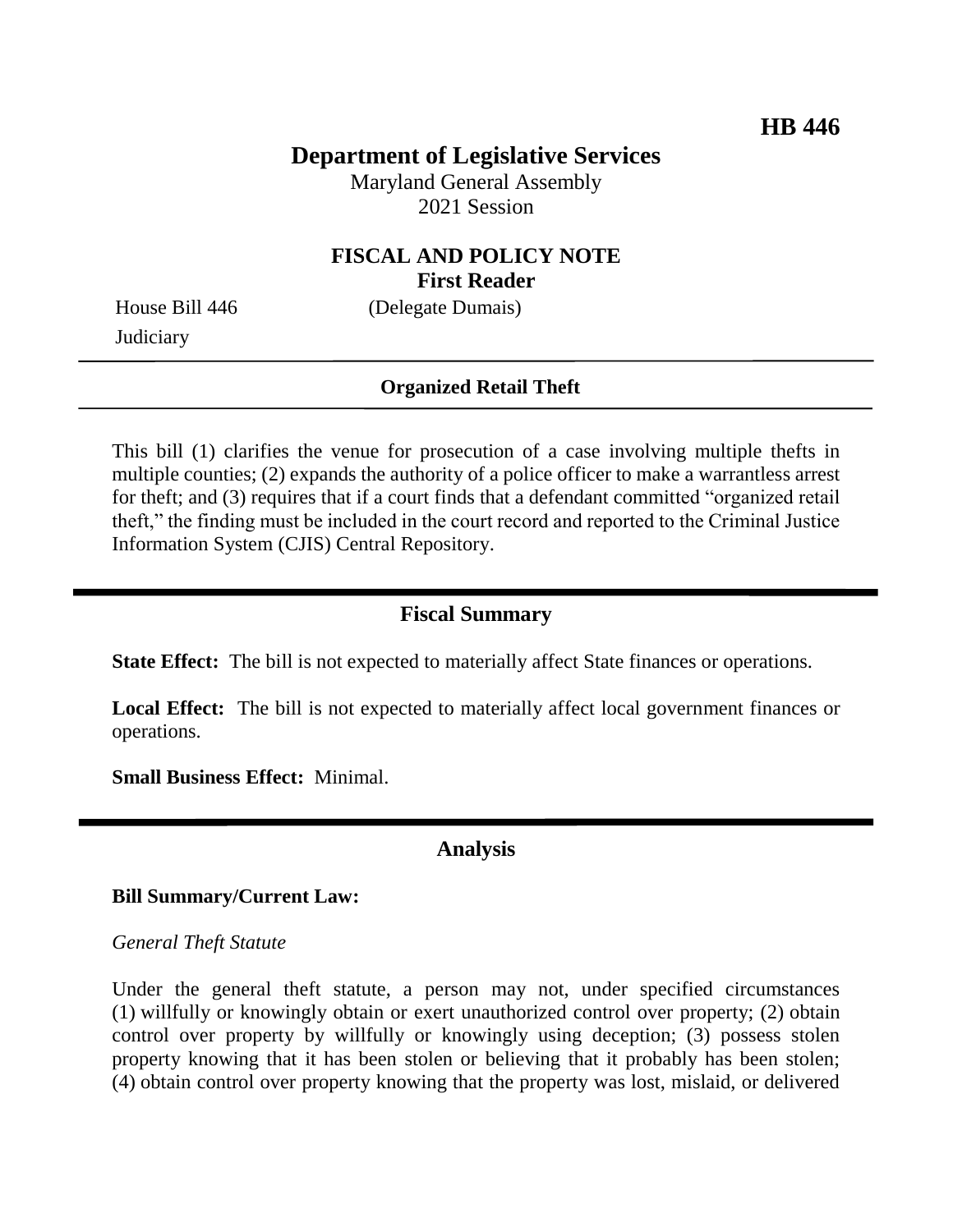**HB 446**

# Department of Legislative Services

Maryland General Assembly
2021 Session

## FISCAL AND POLICY NOTE
**First Reader**

House Bill 446 (Delegate Dumais)
Judiciary

---

**Organized Retail Theft**

---

This bill (1) clarifies the venue for prosecution of a case involving multiple thefts in multiple counties; (2) expands the authority of a police officer to make a warrantless arrest for theft; and (3) requires that if a court finds that a defendant committed "organized retail theft," the finding must be included in the court record and reported to the Criminal Justice Information System (CJIS) Central Repository.

---

## Fiscal Summary

**State Effect:** The bill is not expected to materially affect State finances or operations.

**Local Effect:** The bill is not expected to materially affect local government finances or operations.

**Small Business Effect:** Minimal.

---

## Analysis

**Bill Summary/Current Law:**

*General Theft Statute*

Under the general theft statute, a person may not, under specified circumstances (1) willfully or knowingly obtain or exert unauthorized control over property; (2) obtain control over property by willfully or knowingly using deception; (3) possess stolen property knowing that it has been stolen or believing that it probably has been stolen; (4) obtain control over property knowing that the property was lost, mislaid, or delivered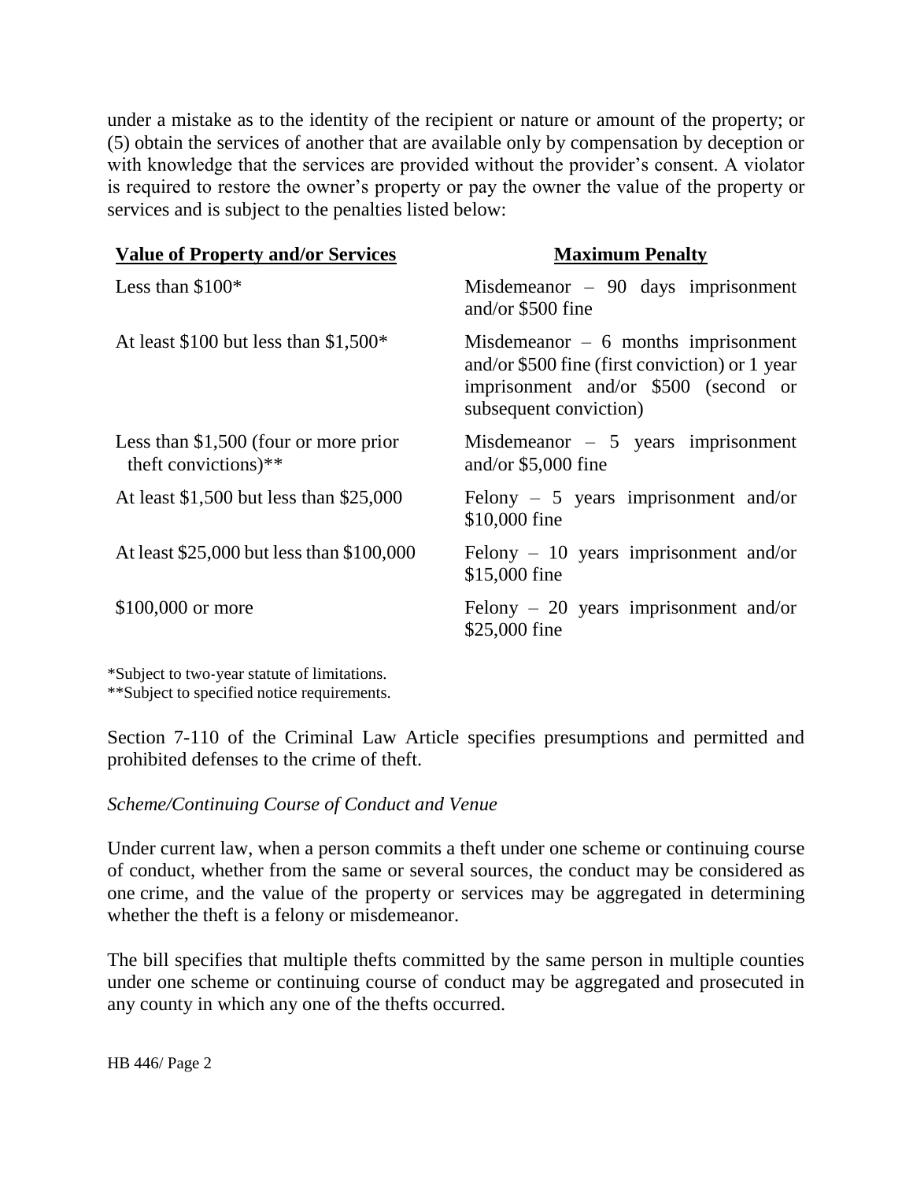under a mistake as to the identity of the recipient or nature or amount of the property; or (5) obtain the services of another that are available only by compensation by deception or with knowledge that the services are provided without the provider's consent. A violator is required to restore the owner's property or pay the owner the value of the property or services and is subject to the penalties listed below:

| **Value of Property and/or Services** | **Maximum Penalty** |
|---|---|
| Less than $100* | Misdemeanor – 90 days imprisonment and/or $500 fine |
| At least $100 but less than $1,500* | Misdemeanor – 6 months imprisonment and/or $500 fine (first conviction) or 1 year imprisonment and/or $500 (second or subsequent conviction) |
| Less than $1,500 (four or more prior theft convictions)** | Misdemeanor – 5 years imprisonment and/or $5,000 fine |
| At least $1,500 but less than $25,000 | Felony – 5 years imprisonment and/or $10,000 fine |
| At least $25,000 but less than $100,000 | Felony – 10 years imprisonment and/or $15,000 fine |
| $100,000 or more | Felony – 20 years imprisonment and/or $25,000 fine |

*Subject to two-year statute of limitations.
**Subject to specified notice requirements.

Section 7-110 of the Criminal Law Article specifies presumptions and permitted and prohibited defenses to the crime of theft.

*Scheme/Continuing Course of Conduct and Venue*

Under current law, when a person commits a theft under one scheme or continuing course of conduct, whether from the same or several sources, the conduct may be considered as one crime, and the value of the property or services may be aggregated in determining whether the theft is a felony or misdemeanor.

The bill specifies that multiple thefts committed by the same person in multiple counties under one scheme or continuing course of conduct may be aggregated and prosecuted in any county in which any one of the thefts occurred.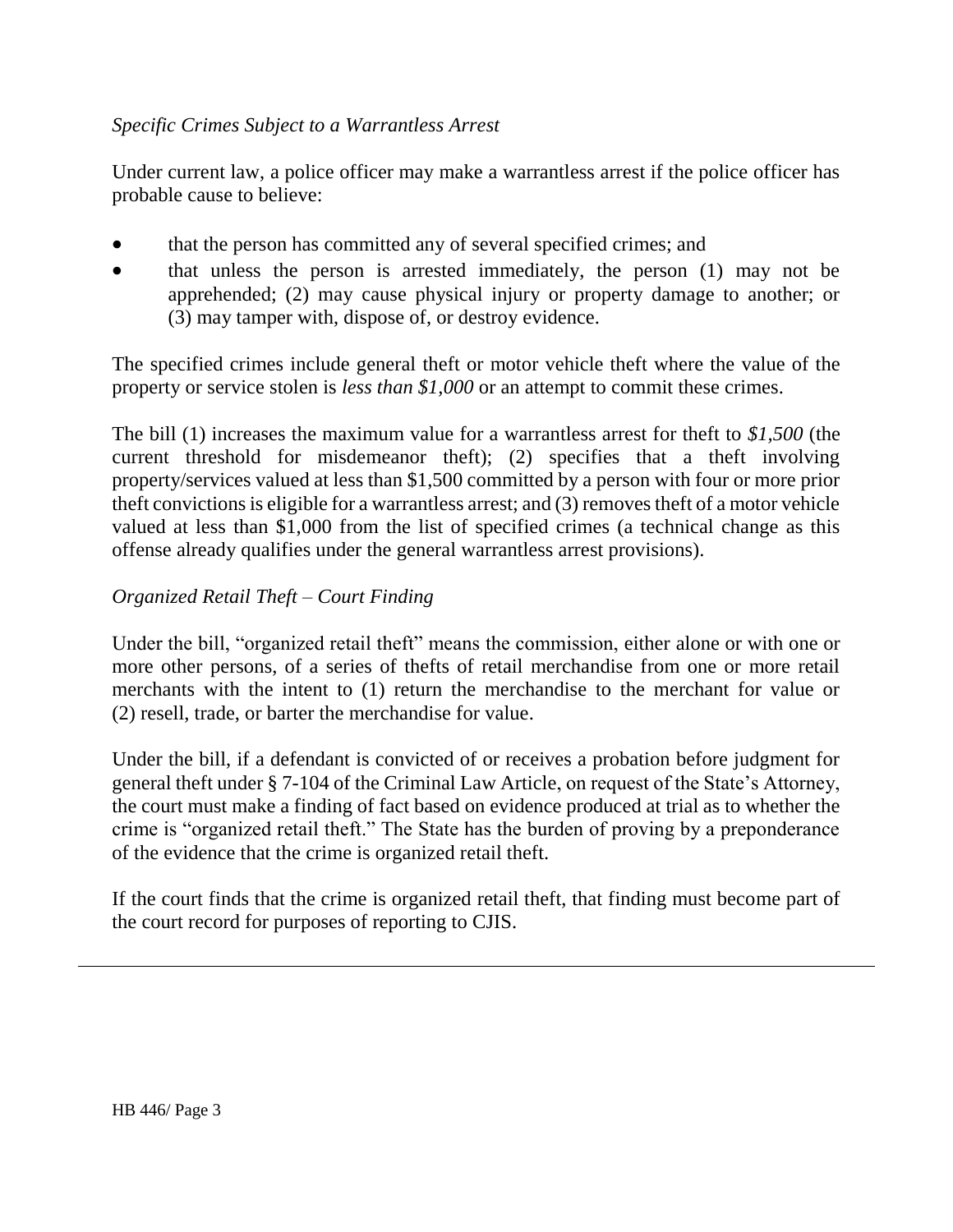*Specific Crimes Subject to a Warrantless Arrest*

Under current law, a police officer may make a warrantless arrest if the police officer has probable cause to believe:

- that the person has committed any of several specified crimes; and
- that unless the person is arrested immediately, the person (1) may not be apprehended; (2) may cause physical injury or property damage to another; or (3) may tamper with, dispose of, or destroy evidence.

The specified crimes include general theft or motor vehicle theft where the value of the property or service stolen is *less than $1,000* or an attempt to commit these crimes.

The bill (1) increases the maximum value for a warrantless arrest for theft to *$1,500* (the current threshold for misdemeanor theft); (2) specifies that a theft involving property/services valued at less than $1,500 committed by a person with four or more prior theft convictions is eligible for a warrantless arrest; and (3) removes theft of a motor vehicle valued at less than $1,000 from the list of specified crimes (a technical change as this offense already qualifies under the general warrantless arrest provisions).

*Organized Retail Theft – Court Finding*

Under the bill, "organized retail theft" means the commission, either alone or with one or more other persons, of a series of thefts of retail merchandise from one or more retail merchants with the intent to (1) return the merchandise to the merchant for value or (2) resell, trade, or barter the merchandise for value.

Under the bill, if a defendant is convicted of or receives a probation before judgment for general theft under § 7-104 of the Criminal Law Article, on request of the State's Attorney, the court must make a finding of fact based on evidence produced at trial as to whether the crime is "organized retail theft." The State has the burden of proving by a preponderance of the evidence that the crime is organized retail theft.

If the court finds that the crime is organized retail theft, that finding must become part of the court record for purposes of reporting to CJIS.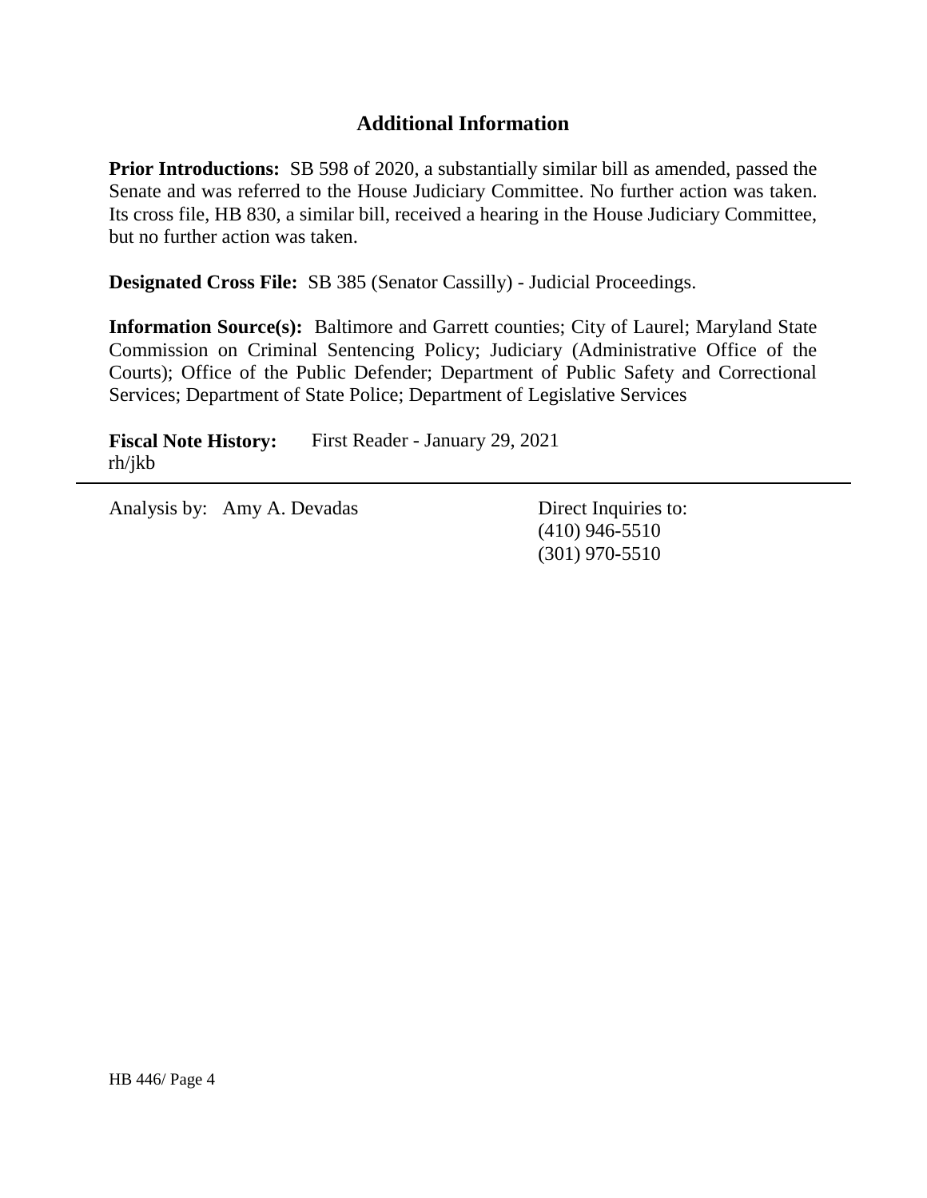## Additional Information

**Prior Introductions:** SB 598 of 2020, a substantially similar bill as amended, passed the Senate and was referred to the House Judiciary Committee. No further action was taken. Its cross file, HB 830, a similar bill, received a hearing in the House Judiciary Committee, but no further action was taken.

**Designated Cross File:** SB 385 (Senator Cassilly) - Judicial Proceedings.

**Information Source(s):** Baltimore and Garrett counties; City of Laurel; Maryland State Commission on Criminal Sentencing Policy; Judiciary (Administrative Office of the Courts); Office of the Public Defender; Department of Public Safety and Correctional Services; Department of State Police; Department of Legislative Services

**Fiscal Note History:** First Reader - January 29, 2021
rh/jkb

---

Analysis by: Amy A. Devadas

Direct Inquiries to:
(410) 946-5510
(301) 970-5510